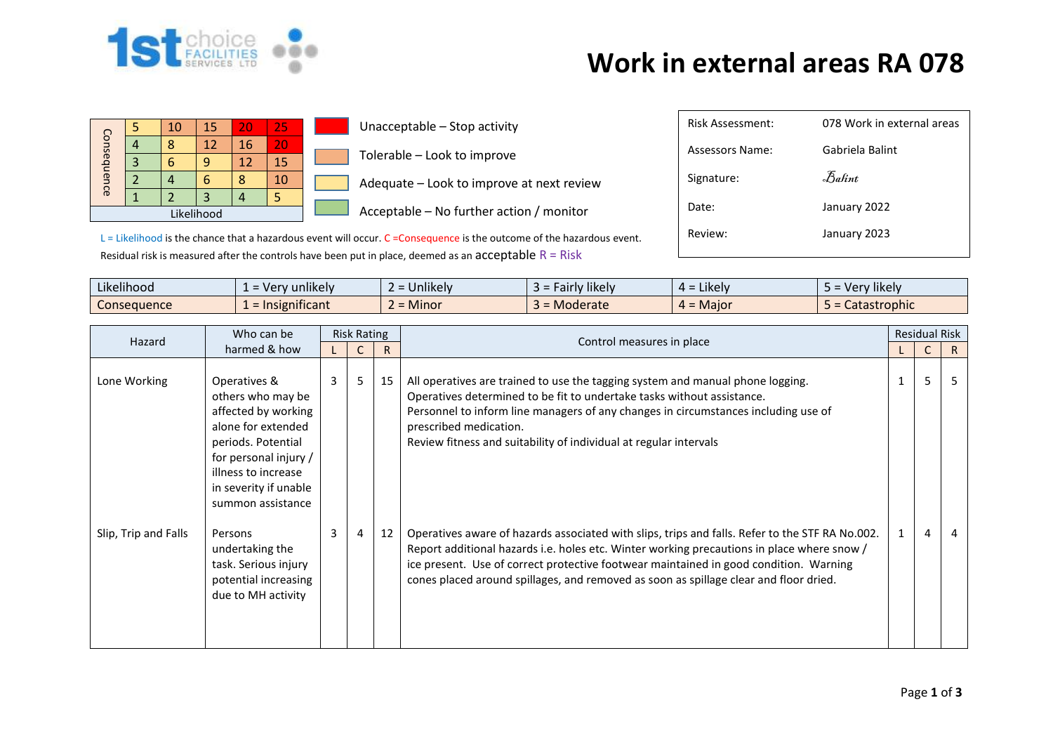# Work in external areas RA 078

| Consequence | | | | | |
|---|---|---|---|---|---|
| | 5 | 10 | 15 | 20 | 25 |
| | 4 | 8 | 12 | 16 | 20 |
| | 3 | 6 | 9 | 12 | 15 |
| | 2 | 4 | 6 | 8 | 10 |
| | 1 | 2 | 3 | 4 | 5 |
| Likelihood | | | | | |

- Unacceptable – Stop activity
- Tolerable – Look to improve
- Adequate – Look to improve at next review
- Acceptable – No further action / monitor

L = Likelihood is the chance that a hazardous event will occur. C =Consequence is the outcome of the hazardous event.
Residual risk is measured after the controls have been put in place, deemed as an acceptable R = Risk

| | |
|---|---|
| Risk Assessment: | 078 Work in external areas |
| Assessors Name: | Gabriela Balint |
| Signature: | Balint |
| Date: | January 2022 |
| Review: | January 2023 |

| | | | | | |
|---|---|---|---|---|---|
| Likelihood | 1 = Very unlikely | 2 = Unlikely | 3 = Fairly likely | 4 = Likely | 5 = Very likely |
| Consequence | 1 = Insignificant | 2 = Minor | 3 = Moderate | 4 = Major | 5 = Catastrophic |

| Hazard | Who can be harmed & how | Risk Rating | | | Control measures in place | Residual Risk | | |
|---|---|---|---|---|---|---|---|---|
| | | L | C | R | | L | C | R |
| Lone Working | Operatives & others who may be affected by working alone for extended periods. Potential for personal injury / illness to increase in severity if unable summon assistance | 3 | 5 | 15 | All operatives are trained to use the tagging system and manual phone logging.<br>Operatives determined to be fit to undertake tasks without assistance.<br>Personnel to inform line managers of any changes in circumstances including use of prescribed medication.<br>Review fitness and suitability of individual at regular intervals | 1 | 5 | 5 |
| Slip, Trip and Falls | Persons undertaking the task. Serious injury potential increasing due to MH activity | 3 | 4 | 12 | Operatives aware of hazards associated with slips, trips and falls. Refer to the STF RA No.002. Report additional hazards i.e. holes etc. Winter working precautions in place where snow / ice present. Use of correct protective footwear maintained in good condition. Warning cones placed around spillages, and removed as soon as spillage clear and floor dried. | 1 | 4 | 4 |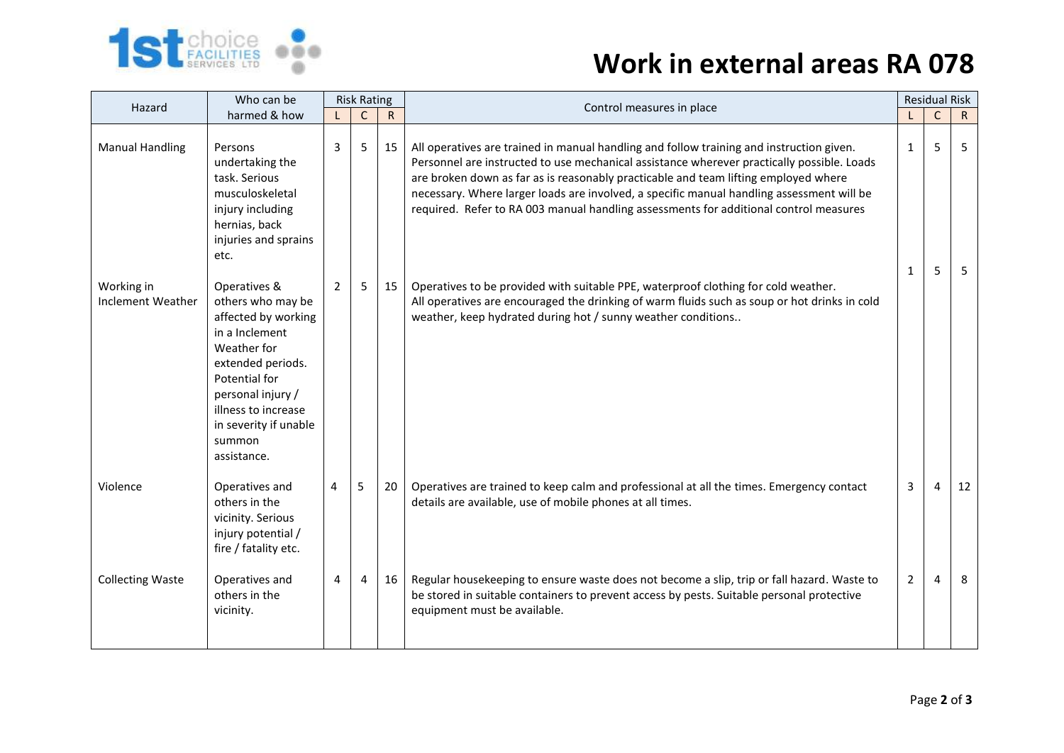# Work in external areas RA 078

| Hazard | Who can be harmed & how | Risk Rating | | | Control measures in place | Residual Risk | | |
|---|---|---|---|---|---|---|---|---|
| | | L | C | R | | L | C | R |
| Manual Handling | Persons undertaking the task. Serious musculoskeletal injury including hernias, back injuries and sprains etc. | 3 | 5 | 15 | All operatives are trained in manual handling and follow training and instruction given. Personnel are instructed to use mechanical assistance wherever practically possible. Loads are broken down as far as is reasonably practicable and team lifting employed where necessary. Where larger loads are involved, a specific manual handling assessment will be required. Refer to RA 003 manual handling assessments for additional control measures | 1 | 5 | 5 |
| Working in Inclement Weather | Operatives & others who may be affected by working in a Inclement Weather for extended periods. Potential for personal injury / illness to increase in severity if unable summon assistance. | 2 | 5 | 15 | Operatives to be provided with suitable PPE, waterproof clothing for cold weather. All operatives are encouraged the drinking of warm fluids such as soup or hot drinks in cold weather, keep hydrated during hot / sunny weather conditions.. | 1 | 5 | 5 |
| Violence | Operatives and others in the vicinity. Serious injury potential / fire / fatality etc. | 4 | 5 | 20 | Operatives are trained to keep calm and professional at all the times. Emergency contact details are available, use of mobile phones at all times. | 3 | 4 | 12 |
| Collecting Waste | Operatives and others in the vicinity. | 4 | 4 | 16 | Regular housekeeping to ensure waste does not become a slip, trip or fall hazard. Waste to be stored in suitable containers to prevent access by pests. Suitable personal protective equipment must be available. | 2 | 4 | 8 |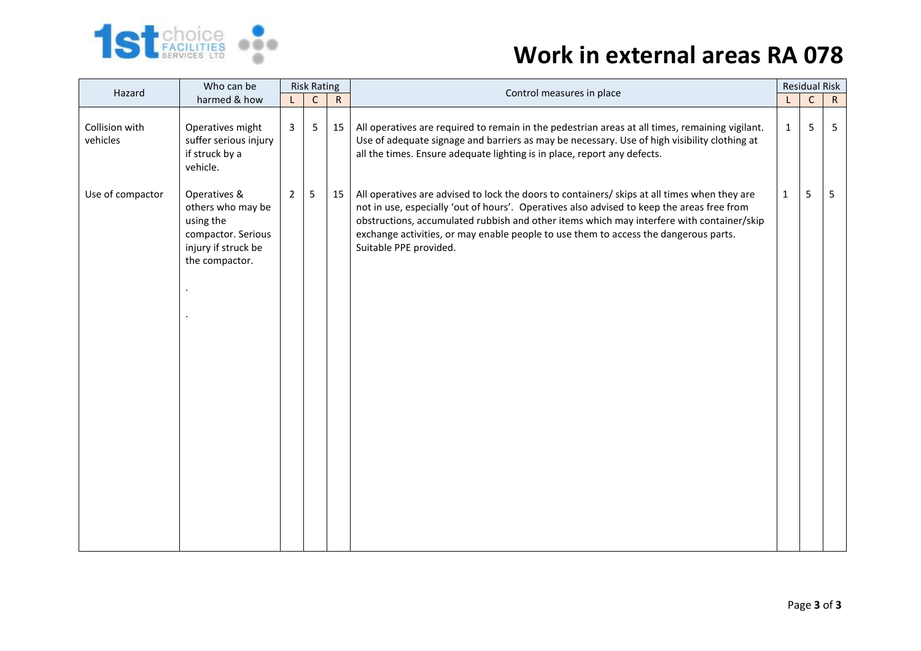# Work in external areas RA 078

| Hazard | Who can be harmed & how | Risk Rating | | | Control measures in place | Residual Risk | | |
|---|---|---|---|---|---|---|---|---|
| | | L | C | R | | L | C | R |
| Collision with vehicles | Operatives might suffer serious injury if struck by a vehicle. | 3 | 5 | 15 | All operatives are required to remain in the pedestrian areas at all times, remaining vigilant. Use of adequate signage and barriers as may be necessary. Use of high visibility clothing at all the times. Ensure adequate lighting is in place, report any defects. | 1 | 5 | 5 |
| Use of compactor | Operatives & others who may be using the compactor. Serious injury if struck be the compactor. . . | 2 | 5 | 15 | All operatives are advised to lock the doors to containers/ skips at all times when they are not in use, especially 'out of hours'. Operatives also advised to keep the areas free from obstructions, accumulated rubbish and other items which may interfere with container/skip exchange activities, or may enable people to use them to access the dangerous parts. Suitable PPE provided. | 1 | 5 | 5 |